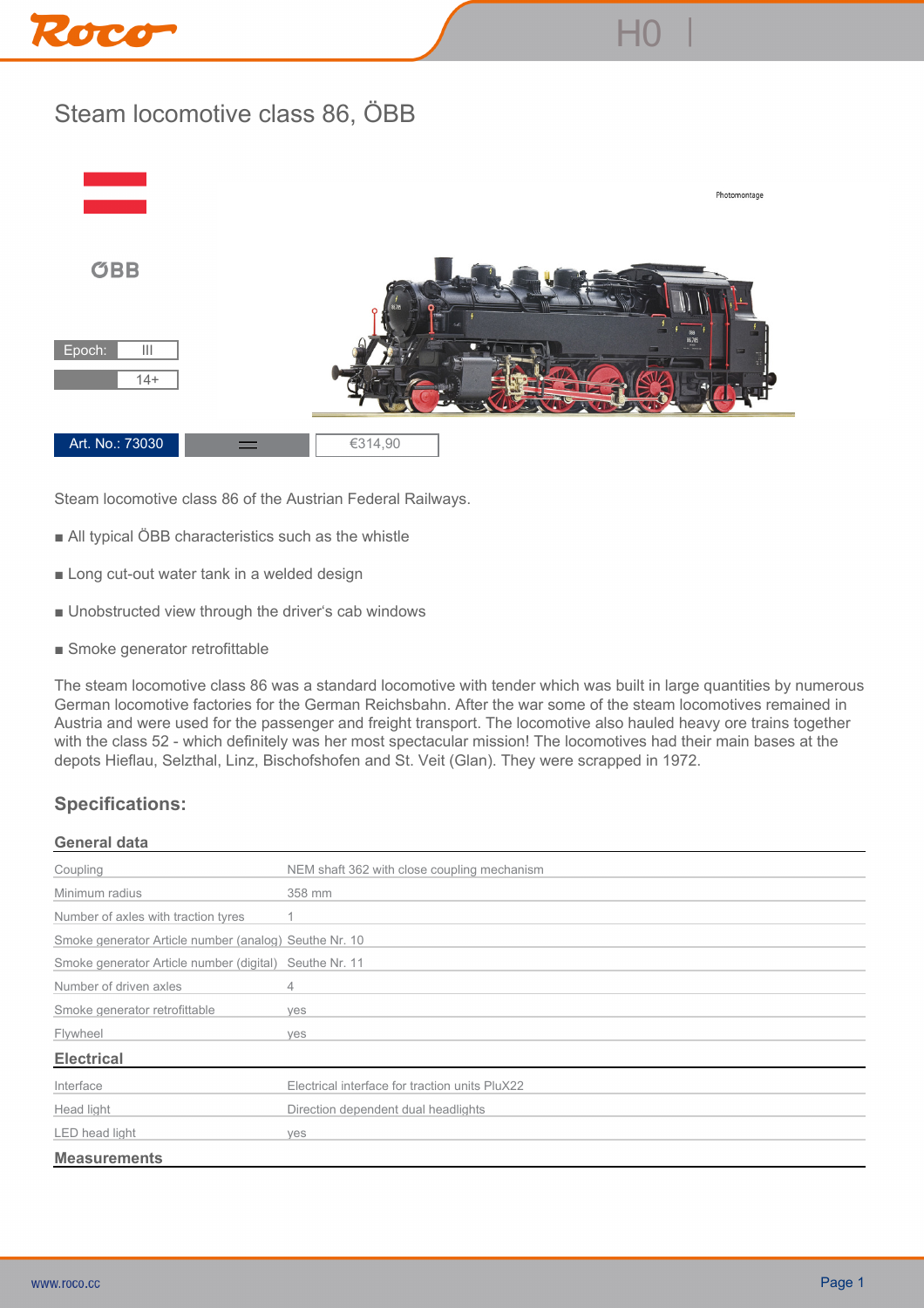# Steam locomotive class 86, ÖBB

Photomontage

ÖBB

| Epoch: | III |
|---|---|
| | 14+ |

| Art. No.: 73030 | | €314,90 |
|---|---|---|

Steam locomotive class 86 of the Austrian Federal Railways.

- All typical ÖBB characteristics such as the whistle
- Long cut-out water tank in a welded design
- Unobstructed view through the driver's cab windows
- Smoke generator retrofittable

The steam locomotive class 86 was a standard locomotive with tender which was built in large quantities by numerous German locomotive factories for the German Reichsbahn. After the war some of the steam locomotives remained in Austria and were used for the passenger and freight transport. The locomotive also hauled heavy ore trains together with the class 52 - which definitely was her most spectacular mission! The locomotives had their main bases at the depots Hieflau, Selzthal, Linz, Bischofshofen and St. Veit (Glan). They were scrapped in 1972.

## Specifications:

### General data

| | |
|---|---|
| Coupling | NEM shaft 362 with close coupling mechanism |
| Minimum radius | 358 mm |
| Number of axles with traction tyres | 1 |
| Smoke generator Article number (analog) | Seuthe Nr. 10 |
| Smoke generator Article number (digital) | Seuthe Nr. 11 |
| Number of driven axles | 4 |
| Smoke generator retrofittable | yes |
| Flywheel | yes |

### Electrical

| | |
|---|---|
| Interface | Electrical interface for traction units PluX22 |
| Head light | Direction dependent dual headlights |
| LED head light | yes |

### Measurements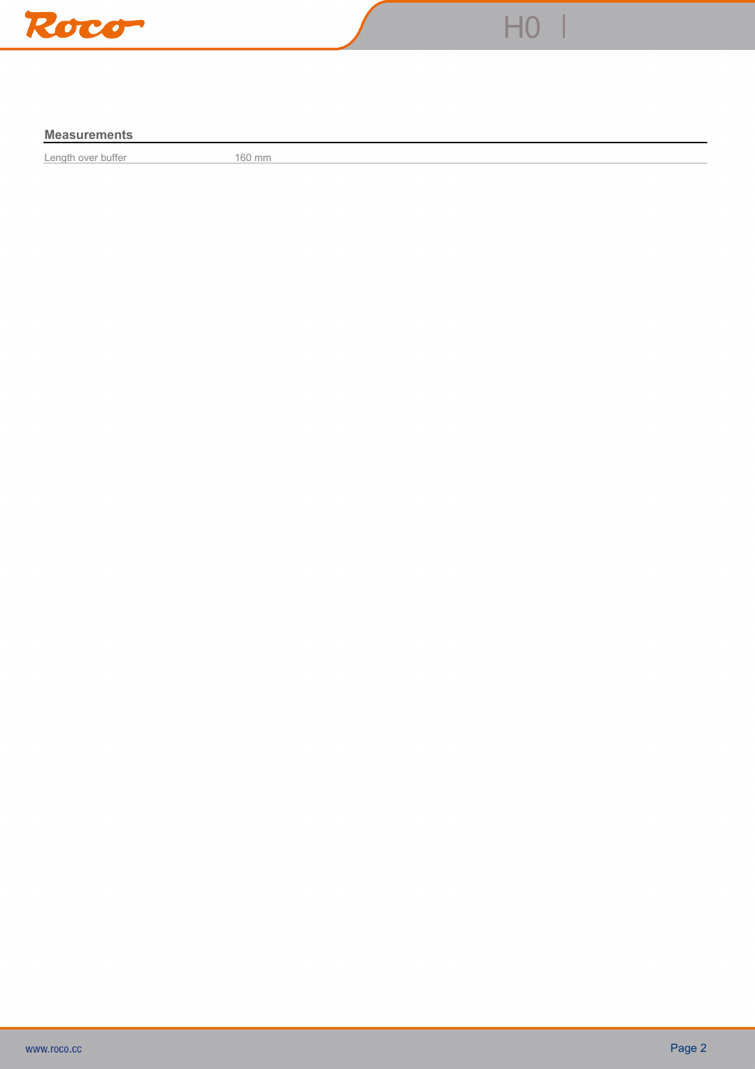## Measurements

| | |
|---|---|
| Length over buffer | 160 mm |